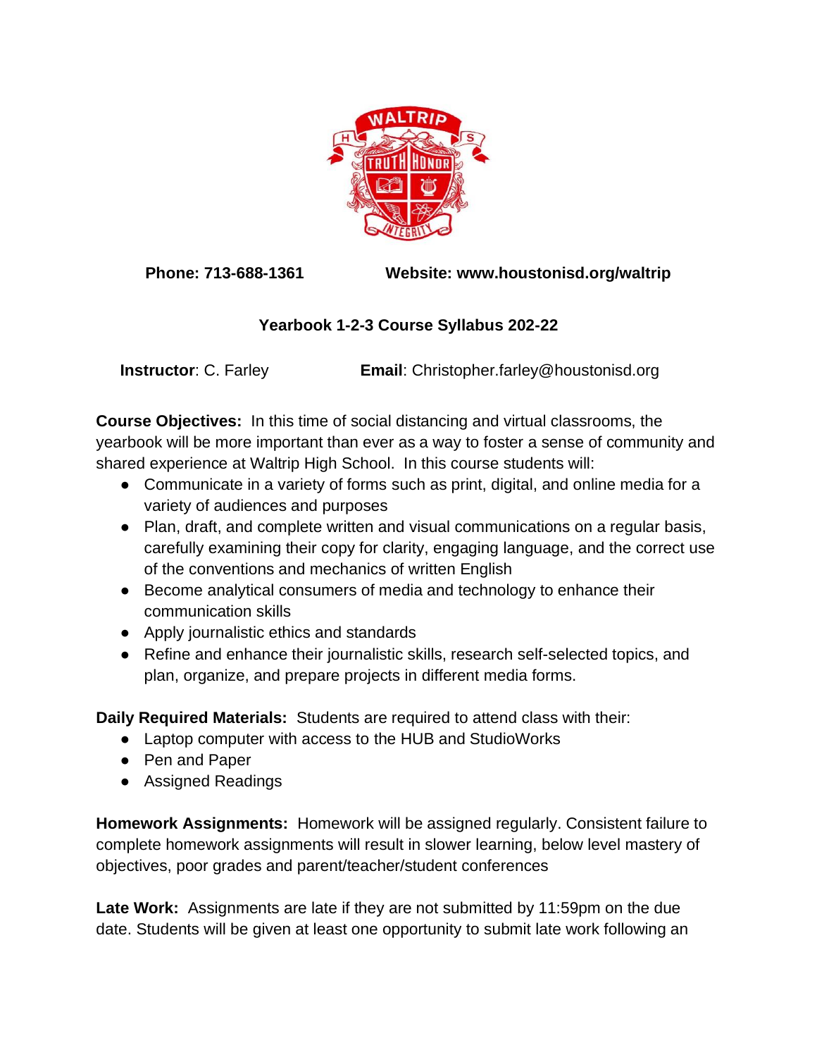Phone: 713-688-1361 Website: www.houstonisd.org/waltrip

## Yearbook 1-2-3 Course Syllabus 202-22

**Instructor**: C. Farley **Email**: Christopher.farley@houstonisd.org

**Course Objectives:** In this time of social distancing and virtual classrooms, the yearbook will be more important than ever as a way to foster a sense of community and shared experience at Waltrip High School. In this course students will:

- Communicate in a variety of forms such as print, digital, and online media for a variety of audiences and purposes
- Plan, draft, and complete written and visual communications on a regular basis, carefully examining their copy for clarity, engaging language, and the correct use of the conventions and mechanics of written English
- Become analytical consumers of media and technology to enhance their communication skills
- Apply journalistic ethics and standards
- Refine and enhance their journalistic skills, research self-selected topics, and plan, organize, and prepare projects in different media forms.

**Daily Required Materials:** Students are required to attend class with their:

- Laptop computer with access to the HUB and StudioWorks
- Pen and Paper
- Assigned Readings

**Homework Assignments:** Homework will be assigned regularly. Consistent failure to complete homework assignments will result in slower learning, below level mastery of objectives, poor grades and parent/teacher/student conferences

**Late Work:** Assignments are late if they are not submitted by 11:59pm on the due date. Students will be given at least one opportunity to submit late work following an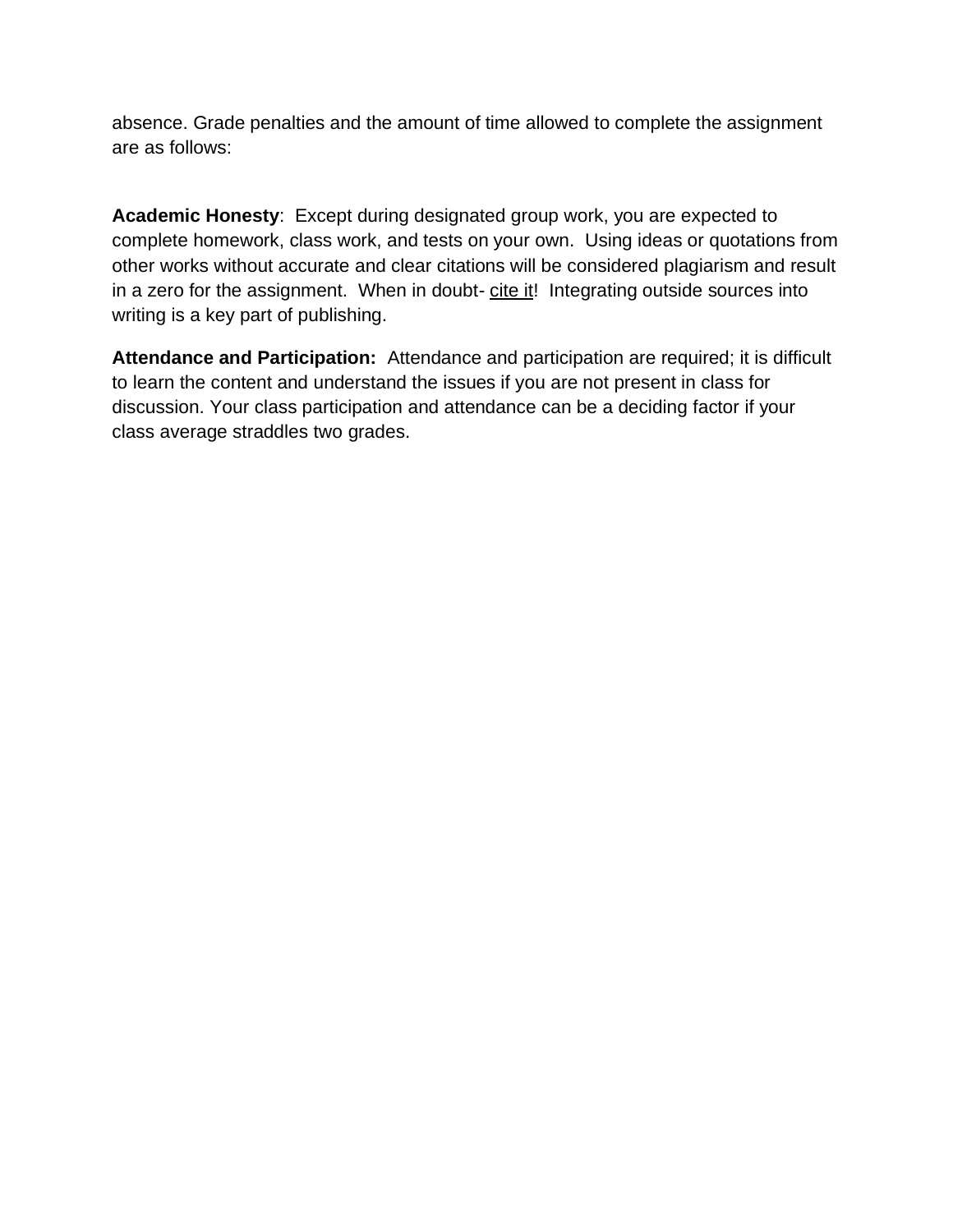absence. Grade penalties and the amount of time allowed to complete the assignment are as follows:

**Academic Honesty**: Except during designated group work, you are expected to complete homework, class work, and tests on your own. Using ideas or quotations from other works without accurate and clear citations will be considered plagiarism and result in a zero for the assignment. When in doubt- <u>cite it</u>! Integrating outside sources into writing is a key part of publishing.

**Attendance and Participation:** Attendance and participation are required; it is difficult to learn the content and understand the issues if you are not present in class for discussion. Your class participation and attendance can be a deciding factor if your class average straddles two grades.